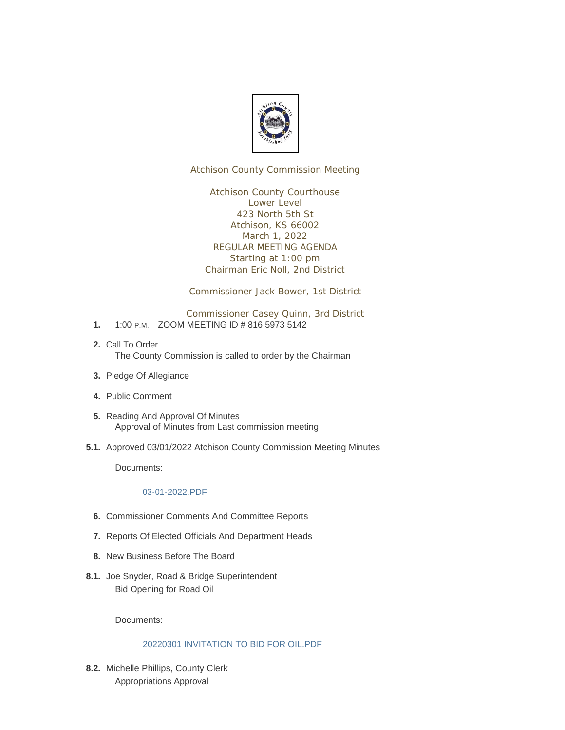Atchison County Commission Meeting

Atchison County Courthouse
Lower Level
423 North 5th St
Atchison, KS 66002
March 1, 2022
REGULAR MEETING AGENDA
Starting at 1:00 pm
Chairman Eric Noll, 2nd District

Commissioner Jack Bower, 1st District

Commissioner Casey Quinn, 3rd District

**1.** 1:00 P.M. ZOOM MEETING ID # 816 5973 5142

**2.** Call To Order
The County Commission is called to order by the Chairman

**3.** Pledge Of Allegiance

**4.** Public Comment

**5.** Reading And Approval Of Minutes
Approval of Minutes from Last commission meeting

**5.1.** Approved 03/01/2022 Atchison County Commission Meeting Minutes

Documents:

03-01-2022.PDF

**6.** Commissioner Comments And Committee Reports

**7.** Reports Of Elected Officials And Department Heads

**8.** New Business Before The Board

**8.1.** Joe Snyder, Road & Bridge Superintendent
Bid Opening for Road Oil

Documents:

20220301 INVITATION TO BID FOR OIL.PDF

**8.2.** Michelle Phillips, County Clerk
Appropriations Approval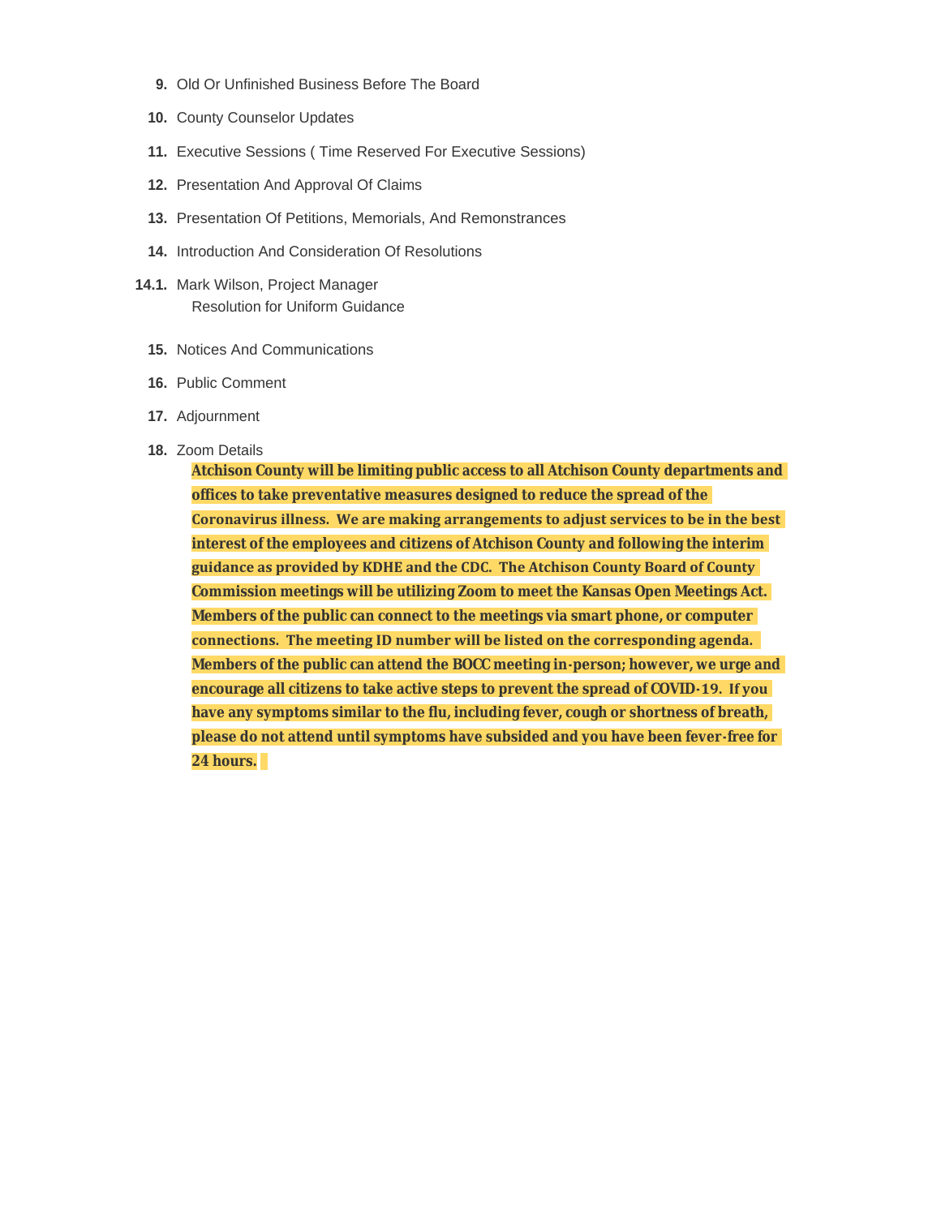9. Old Or Unfinished Business Before The Board

10. County Counselor Updates

11. Executive Sessions ( Time Reserved For Executive Sessions)

12. Presentation And Approval Of Claims

13. Presentation Of Petitions, Memorials, And Remonstrances

14. Introduction And Consideration Of Resolutions

14.1. Mark Wilson, Project Manager
    Resolution for Uniform Guidance

15. Notices And Communications

16. Public Comment

17. Adjournment

18. Zoom Details

    **Atchison County will be limiting public access to all Atchison County departments and offices to take preventative measures designed to reduce the spread of the Coronavirus illness. We are making arrangements to adjust services to be in the best interest of the employees and citizens of Atchison County and following the interim guidance as provided by KDHE and the CDC. The Atchison County Board of County Commission meetings will be utilizing Zoom to meet the Kansas Open Meetings Act. Members of the public can connect to the meetings via smart phone, or computer connections. The meeting ID number will be listed on the corresponding agenda. Members of the public can attend the BOCC meeting in-person; however, we urge and encourage all citizens to take active steps to prevent the spread of COVID-19. If you have any symptoms similar to the flu, including fever, cough or shortness of breath, please do not attend until symptoms have subsided and you have been fever-free for 24 hours.**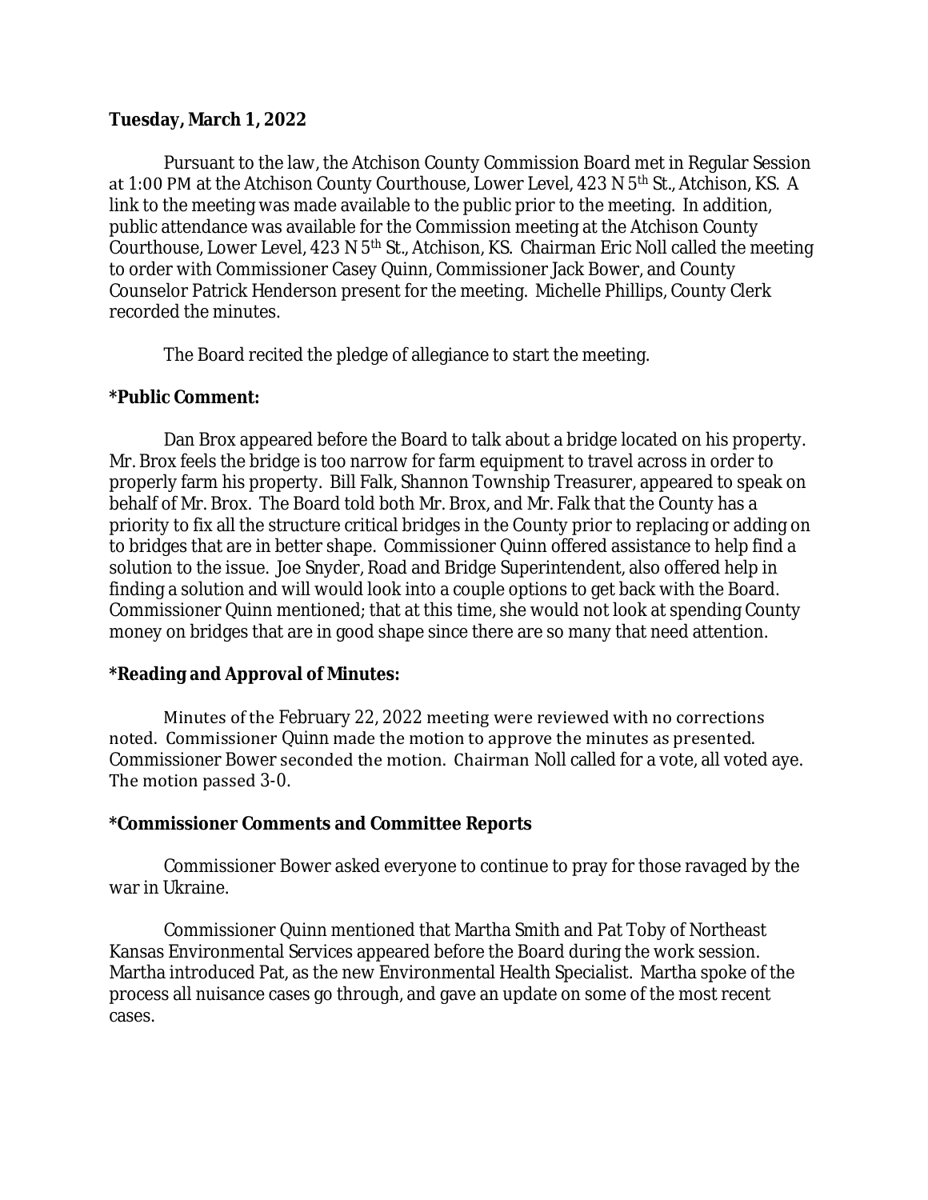**Tuesday, March 1, 2022**

Pursuant to the law, the Atchison County Commission Board met in Regular Session at 1:00 PM at the Atchison County Courthouse, Lower Level, 423 N 5th St., Atchison, KS. A link to the meeting was made available to the public prior to the meeting. In addition, public attendance was available for the Commission meeting at the Atchison County Courthouse, Lower Level, 423 N 5th St., Atchison, KS. Chairman Eric Noll called the meeting to order with Commissioner Casey Quinn, Commissioner Jack Bower, and County Counselor Patrick Henderson present for the meeting. Michelle Phillips, County Clerk recorded the minutes.

The Board recited the pledge of allegiance to start the meeting.

**\*Public Comment:**

Dan Brox appeared before the Board to talk about a bridge located on his property. Mr. Brox feels the bridge is too narrow for farm equipment to travel across in order to properly farm his property. Bill Falk, Shannon Township Treasurer, appeared to speak on behalf of Mr. Brox. The Board told both Mr. Brox, and Mr. Falk that the County has a priority to fix all the structure critical bridges in the County prior to replacing or adding on to bridges that are in better shape. Commissioner Quinn offered assistance to help find a solution to the issue. Joe Snyder, Road and Bridge Superintendent, also offered help in finding a solution and will would look into a couple options to get back with the Board. Commissioner Quinn mentioned; that at this time, she would not look at spending County money on bridges that are in good shape since there are so many that need attention.

**\*Reading and Approval of Minutes:**

Minutes of the February 22, 2022 meeting were reviewed with no corrections noted. Commissioner Quinn made the motion to approve the minutes as presented. Commissioner Bower seconded the motion. Chairman Noll called for a vote, all voted aye. The motion passed 3-0.

**\*Commissioner Comments and Committee Reports**

Commissioner Bower asked everyone to continue to pray for those ravaged by the war in Ukraine.

Commissioner Quinn mentioned that Martha Smith and Pat Toby of Northeast Kansas Environmental Services appeared before the Board during the work session. Martha introduced Pat, as the new Environmental Health Specialist. Martha spoke of the process all nuisance cases go through, and gave an update on some of the most recent cases.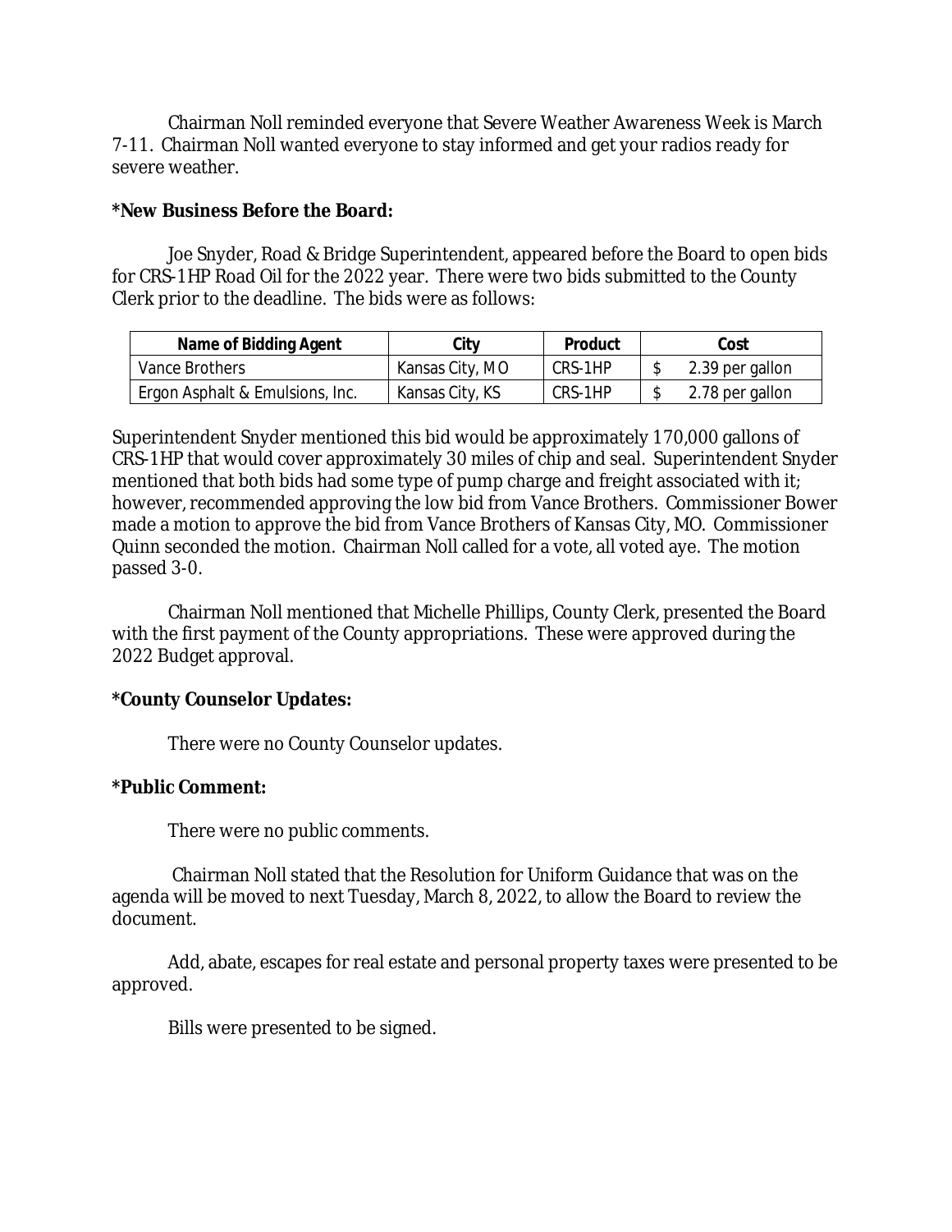Chairman Noll reminded everyone that Severe Weather Awareness Week is March 7-11. Chairman Noll wanted everyone to stay informed and get your radios ready for severe weather.

**\*New Business Before the Board:**

Joe Snyder, Road & Bridge Superintendent, appeared before the Board to open bids for CRS-1HP Road Oil for the 2022 year. There were two bids submitted to the County Clerk prior to the deadline. The bids were as follows:

| Name of Bidding Agent | City | Product | Cost |
|---|---|---|---|
| Vance Brothers | Kansas City, MO | CRS-1HP | $ 2.39 per gallon |
| Ergon Asphalt & Emulsions, Inc. | Kansas City, KS | CRS-1HP | $ 2.78 per gallon |

Superintendent Snyder mentioned this bid would be approximately 170,000 gallons of CRS-1HP that would cover approximately 30 miles of chip and seal. Superintendent Snyder mentioned that both bids had some type of pump charge and freight associated with it; however, recommended approving the low bid from Vance Brothers. Commissioner Bower made a motion to approve the bid from Vance Brothers of Kansas City, MO. Commissioner Quinn seconded the motion. Chairman Noll called for a vote, all voted aye. The motion passed 3-0.

Chairman Noll mentioned that Michelle Phillips, County Clerk, presented the Board with the first payment of the County appropriations. These were approved during the 2022 Budget approval.

**\*County Counselor Updates:**

There were no County Counselor updates.

**\*Public Comment:**

There were no public comments.

Chairman Noll stated that the Resolution for Uniform Guidance that was on the agenda will be moved to next Tuesday, March 8, 2022, to allow the Board to review the document.

Add, abate, escapes for real estate and personal property taxes were presented to be approved.

Bills were presented to be signed.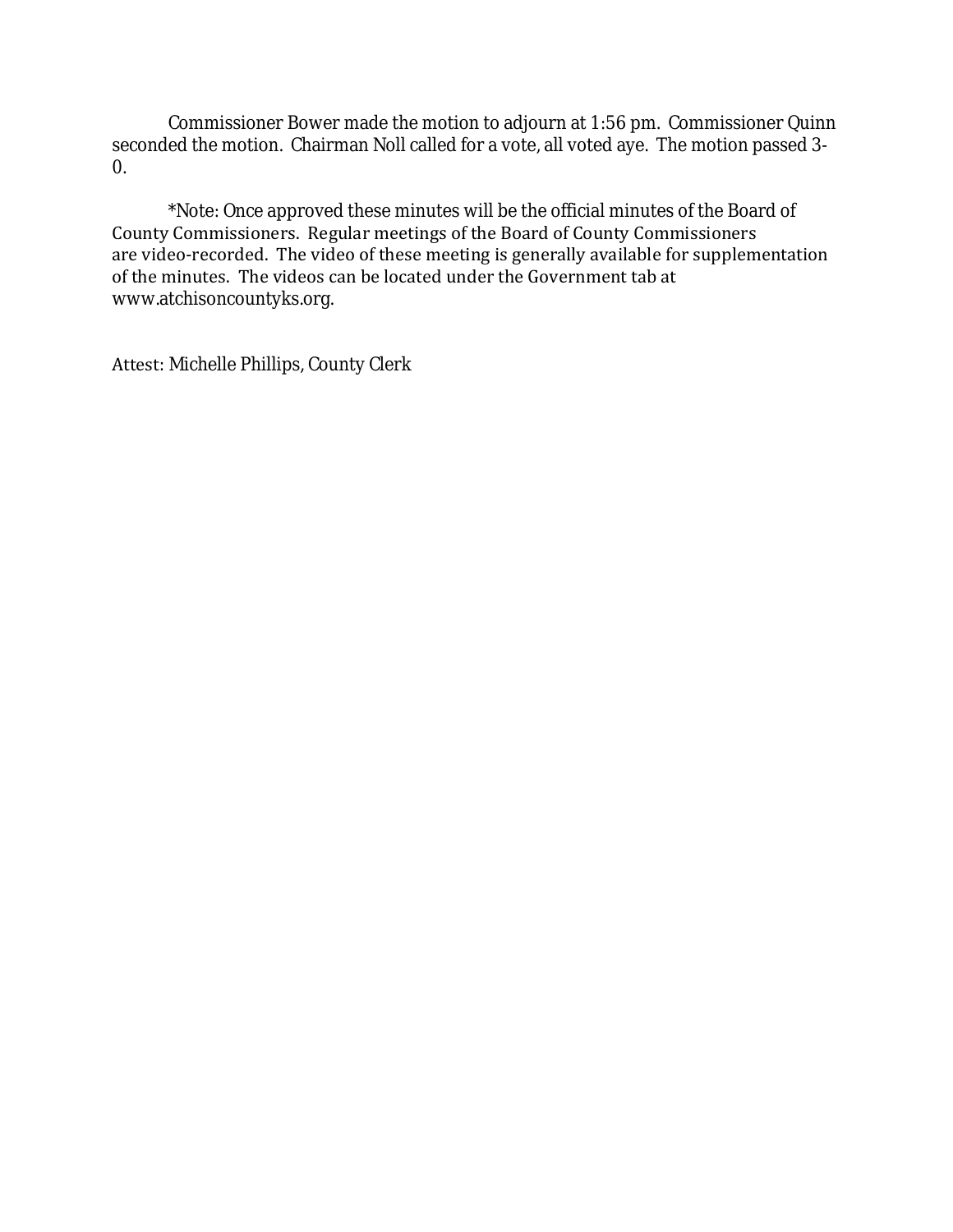Commissioner Bower made the motion to adjourn at 1:56 pm. Commissioner Quinn seconded the motion. Chairman Noll called for a vote, all voted aye. The motion passed 3-0.

*Note: Once approved these minutes will be the official minutes of the Board of County Commissioners. Regular meetings of the Board of County Commissioners are video-recorded. The video of these meeting is generally available for supplementation of the minutes. The videos can be located under the Government tab at www.atchisoncountyks.org.

Attest: Michelle Phillips, County Clerk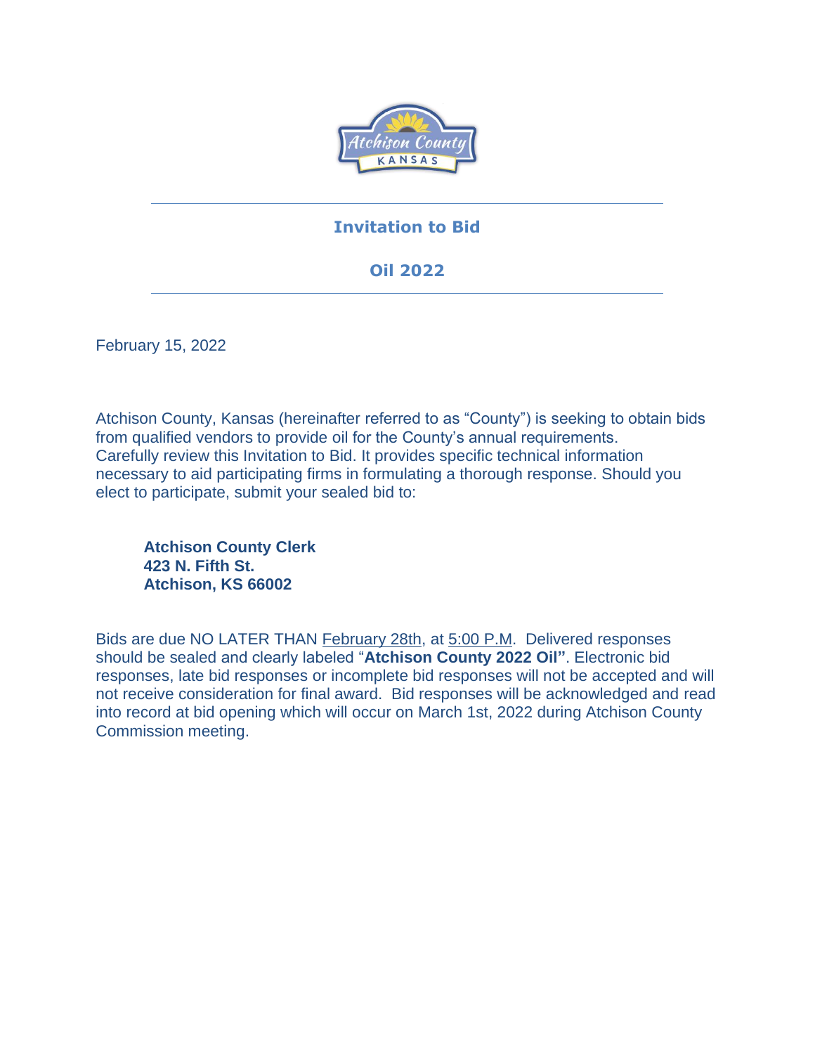# Invitation to Bid

## Oil 2022

February 15, 2022

Atchison County, Kansas (hereinafter referred to as "County") is seeking to obtain bids from qualified vendors to provide oil for the County's annual requirements. Carefully review this Invitation to Bid. It provides specific technical information necessary to aid participating firms in formulating a thorough response. Should you elect to participate, submit your sealed bid to:

**Atchison County Clerk**
**423 N. Fifth St.**
**Atchison, KS 66002**

Bids are due NO LATER THAN February 28th, at 5:00 P.M. Delivered responses should be sealed and clearly labeled "**Atchison County 2022 Oil"**. Electronic bid responses, late bid responses or incomplete bid responses will not be accepted and will not receive consideration for final award. Bid responses will be acknowledged and read into record at bid opening which will occur on March 1st, 2022 during Atchison County Commission meeting.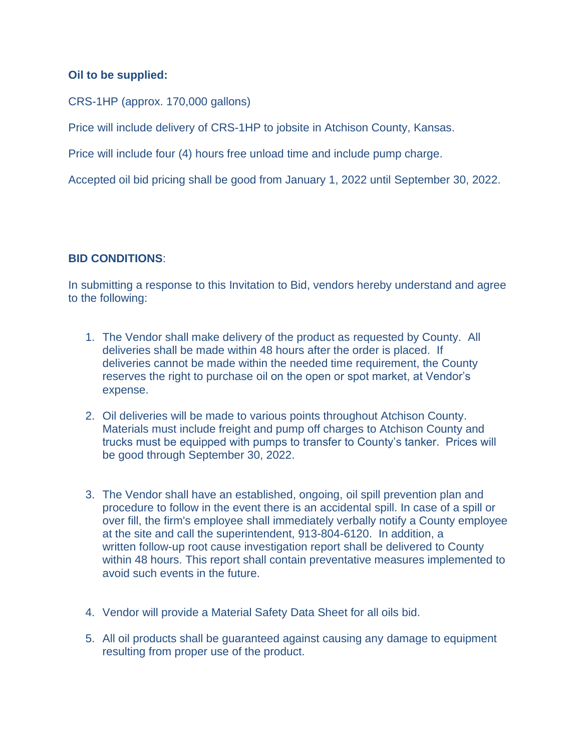**Oil to be supplied:**

CRS-1HP (approx. 170,000 gallons)

Price will include delivery of CRS-1HP to jobsite in Atchison County, Kansas.

Price will include four (4) hours free unload time and include pump charge.

Accepted oil bid pricing shall be good from January 1, 2022 until September 30, 2022.

**BID CONDITIONS**:

In submitting a response to this Invitation to Bid, vendors hereby understand and agree to the following:

1. The Vendor shall make delivery of the product as requested by County. All deliveries shall be made within 48 hours after the order is placed. If deliveries cannot be made within the needed time requirement, the County reserves the right to purchase oil on the open or spot market, at Vendor's expense.

2. Oil deliveries will be made to various points throughout Atchison County. Materials must include freight and pump off charges to Atchison County and trucks must be equipped with pumps to transfer to County's tanker. Prices will be good through September 30, 2022.

3. The Vendor shall have an established, ongoing, oil spill prevention plan and procedure to follow in the event there is an accidental spill. In case of a spill or over fill, the firm's employee shall immediately verbally notify a County employee at the site and call the superintendent, 913-804-6120. In addition, a written follow-up root cause investigation report shall be delivered to County within 48 hours. This report shall contain preventative measures implemented to avoid such events in the future.

4. Vendor will provide a Material Safety Data Sheet for all oils bid.

5. All oil products shall be guaranteed against causing any damage to equipment resulting from proper use of the product.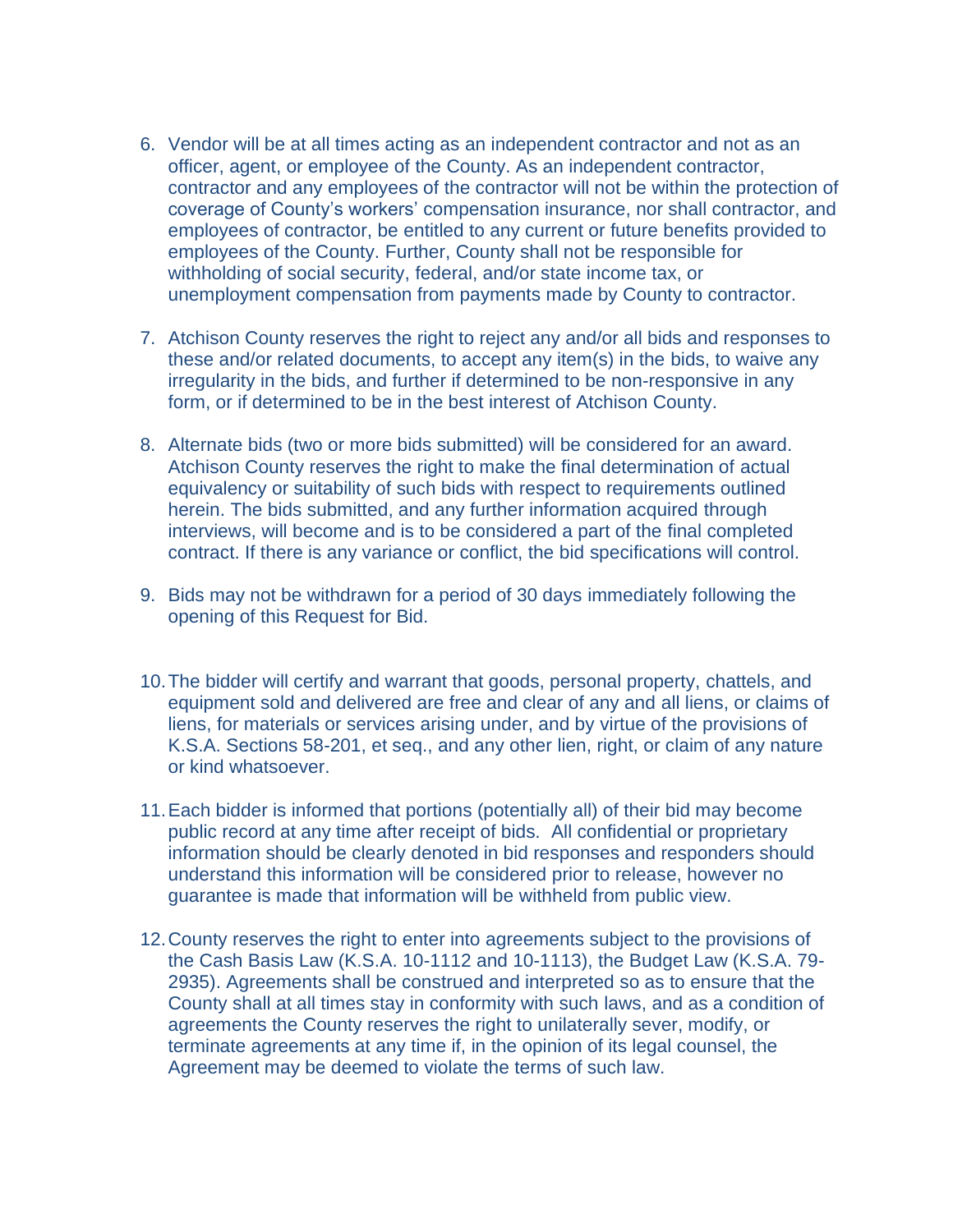6. Vendor will be at all times acting as an independent contractor and not as an officer, agent, or employee of the County. As an independent contractor, contractor and any employees of the contractor will not be within the protection of coverage of County's workers' compensation insurance, nor shall contractor, and employees of contractor, be entitled to any current or future benefits provided to employees of the County. Further, County shall not be responsible for withholding of social security, federal, and/or state income tax, or unemployment compensation from payments made by County to contractor.

7. Atchison County reserves the right to reject any and/or all bids and responses to these and/or related documents, to accept any item(s) in the bids, to waive any irregularity in the bids, and further if determined to be non-responsive in any form, or if determined to be in the best interest of Atchison County.

8. Alternate bids (two or more bids submitted) will be considered for an award. Atchison County reserves the right to make the final determination of actual equivalency or suitability of such bids with respect to requirements outlined herein. The bids submitted, and any further information acquired through interviews, will become and is to be considered a part of the final completed contract. If there is any variance or conflict, the bid specifications will control.

9. Bids may not be withdrawn for a period of 30 days immediately following the opening of this Request for Bid.

10. The bidder will certify and warrant that goods, personal property, chattels, and equipment sold and delivered are free and clear of any and all liens, or claims of liens, for materials or services arising under, and by virtue of the provisions of K.S.A. Sections 58-201, et seq., and any other lien, right, or claim of any nature or kind whatsoever.

11. Each bidder is informed that portions (potentially all) of their bid may become public record at any time after receipt of bids. All confidential or proprietary information should be clearly denoted in bid responses and responders should understand this information will be considered prior to release, however no guarantee is made that information will be withheld from public view.

12. County reserves the right to enter into agreements subject to the provisions of the Cash Basis Law (K.S.A. 10-1112 and 10-1113), the Budget Law (K.S.A. 79-2935). Agreements shall be construed and interpreted so as to ensure that the County shall at all times stay in conformity with such laws, and as a condition of agreements the County reserves the right to unilaterally sever, modify, or terminate agreements at any time if, in the opinion of its legal counsel, the Agreement may be deemed to violate the terms of such law.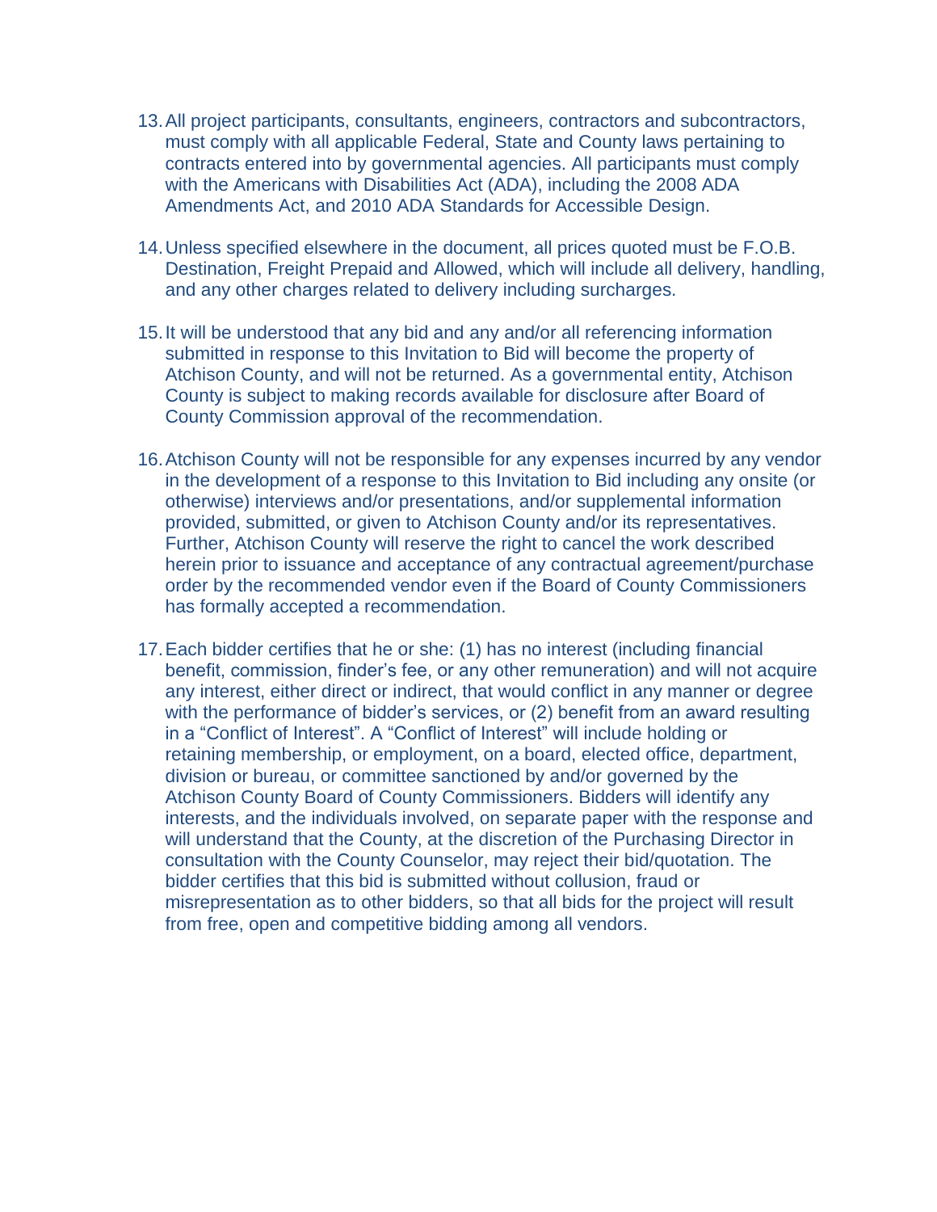13. All project participants, consultants, engineers, contractors and subcontractors, must comply with all applicable Federal, State and County laws pertaining to contracts entered into by governmental agencies. All participants must comply with the Americans with Disabilities Act (ADA), including the 2008 ADA Amendments Act, and 2010 ADA Standards for Accessible Design.

14. Unless specified elsewhere in the document, all prices quoted must be F.O.B. Destination, Freight Prepaid and Allowed, which will include all delivery, handling, and any other charges related to delivery including surcharges.

15. It will be understood that any bid and any and/or all referencing information submitted in response to this Invitation to Bid will become the property of Atchison County, and will not be returned. As a governmental entity, Atchison County is subject to making records available for disclosure after Board of County Commission approval of the recommendation.

16. Atchison County will not be responsible for any expenses incurred by any vendor in the development of a response to this Invitation to Bid including any onsite (or otherwise) interviews and/or presentations, and/or supplemental information provided, submitted, or given to Atchison County and/or its representatives. Further, Atchison County will reserve the right to cancel the work described herein prior to issuance and acceptance of any contractual agreement/purchase order by the recommended vendor even if the Board of County Commissioners has formally accepted a recommendation.

17. Each bidder certifies that he or she: (1) has no interest (including financial benefit, commission, finder's fee, or any other remuneration) and will not acquire any interest, either direct or indirect, that would conflict in any manner or degree with the performance of bidder's services, or (2) benefit from an award resulting in a "Conflict of Interest". A "Conflict of Interest" will include holding or retaining membership, or employment, on a board, elected office, department, division or bureau, or committee sanctioned by and/or governed by the Atchison County Board of County Commissioners. Bidders will identify any interests, and the individuals involved, on separate paper with the response and will understand that the County, at the discretion of the Purchasing Director in consultation with the County Counselor, may reject their bid/quotation. The bidder certifies that this bid is submitted without collusion, fraud or misrepresentation as to other bidders, so that all bids for the project will result from free, open and competitive bidding among all vendors.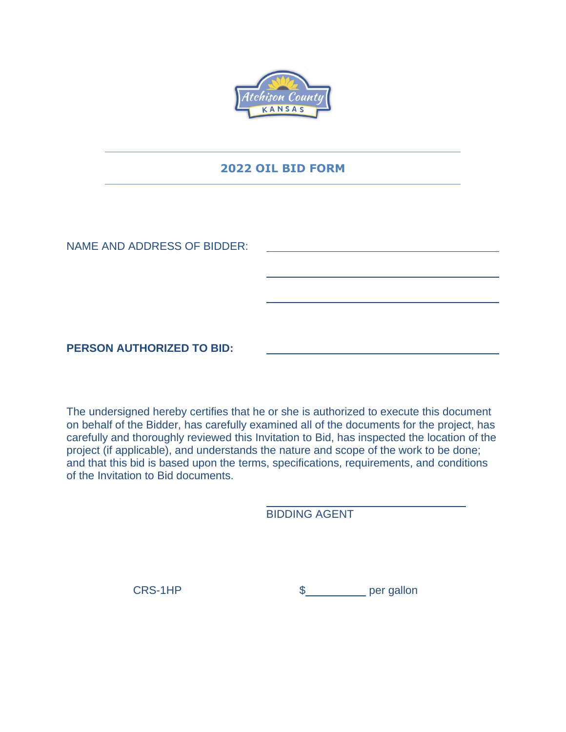Atchison County
KANSAS

## 2022 OIL BID FORM

NAME AND ADDRESS OF BIDDER: ______________________________

______________________________

______________________________

**PERSON AUTHORIZED TO BID:** ______________________________

The undersigned hereby certifies that he or she is authorized to execute this document on behalf of the Bidder, has carefully examined all of the documents for the project, has carefully and thoroughly reviewed this Invitation to Bid, has inspected the location of the project (if applicable), and understands the nature and scope of the work to be done; and that this bid is based upon the terms, specifications, requirements, and conditions of the Invitation to Bid documents.

______________________________
BIDDING AGENT

CRS-1HP $__________ per gallon